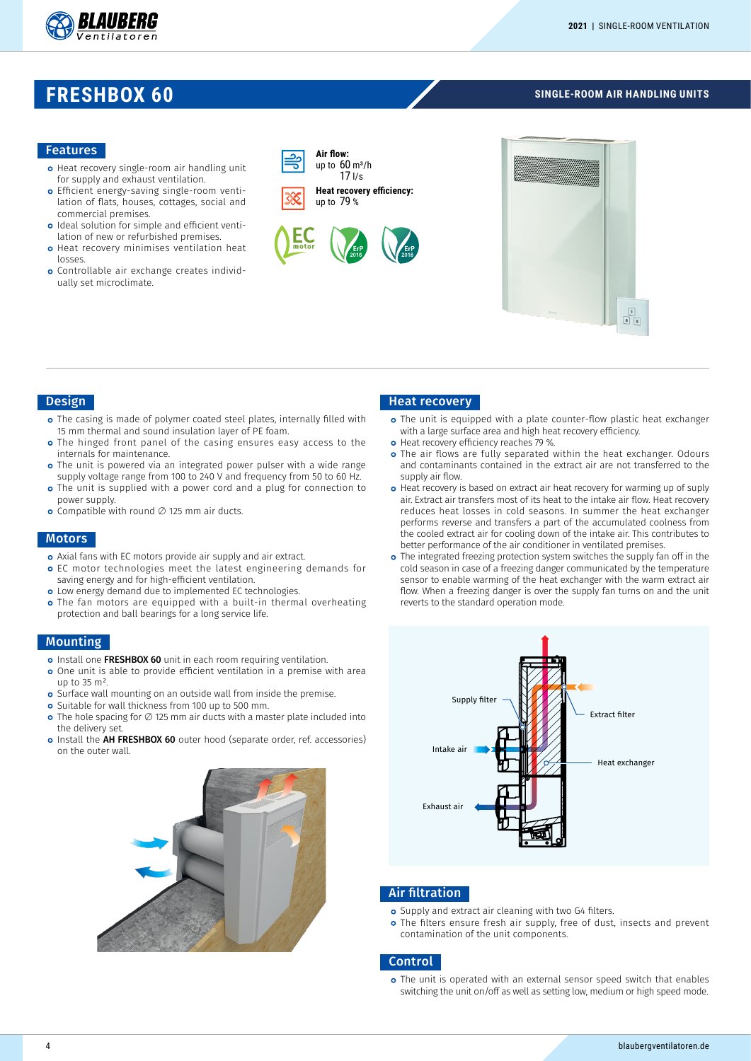# FRESHBOX 60

SINGLE-ROOM AIR HANDLING UNITS

## Features

- Heat recovery single-room air handling unit for supply and exhaust ventilation.
- Efficient energy-saving single-room ventilation of flats, houses, cottages, social and commercial premises.
- Ideal solution for simple and efficient ventilation of new or refurbished premises.
- Heat recovery minimises ventilation heat losses.
- Controllable air exchange creates individually set microclimate.

**Air flow:**
up to 60 m³/h
17 l/s

**Heat recovery efficiency:**
up to 79 %

## Design

- The casing is made of polymer coated steel plates, internally filled with 15 mm thermal and sound insulation layer of PE foam.
- The hinged front panel of the casing ensures easy access to the internals for maintenance.
- The unit is powered via an integrated power pulser with a wide range supply voltage range from 100 to 240 V and frequency from 50 to 60 Hz.
- The unit is supplied with a power cord and a plug for connection to power supply.
- Compatible with round ∅ 125 mm air ducts.

## Motors

- Axial fans with EC motors provide air supply and air extract.
- EC motor technologies meet the latest engineering demands for saving energy and for high-efficient ventilation.
- Low energy demand due to implemented EC technologies.
- The fan motors are equipped with a built-in thermal overheating protection and ball bearings for a long service life.

## Mounting

- Install one **FRESHBOX 60** unit in each room requiring ventilation.
- One unit is able to provide efficient ventilation in a premise with area up to 35 m².
- Surface wall mounting on an outside wall from inside the premise.
- Suitable for wall thickness from 100 up to 500 mm.
- The hole spacing for ∅ 125 mm air ducts with a master plate included into the delivery set.
- Install the **AH FRESHBOX 60** outer hood (separate order, ref. accessories) on the outer wall.

## Heat recovery

- The unit is equipped with a plate counter-flow plastic heat exchanger with a large surface area and high heat recovery efficiency.
- Heat recovery efficiency reaches 79 %.
- The air flows are fully separated within the heat exchanger. Odours and contaminants contained in the extract air are not transferred to the supply air flow.
- Heat recovery is based on extract air heat recovery for warming up of suply air. Extract air transfers most of its heat to the intake air flow. Heat recovery reduces heat losses in cold seasons. In summer the heat exchanger performs reverse and transfers a part of the accumulated coolness from the cooled extract air for cooling down of the intake air. This contributes to better performance of the air conditioner in ventilated premises.
- The integrated freezing protection system switches the supply fan off in the cold season in case of a freezing danger communicated by the temperature sensor to enable warming of the heat exchanger with the warm extract air flow. When a freezing danger is over the supply fan turns on and the unit reverts to the standard operation mode.

Supply filter
Extract filter
Intake air
Heat exchanger
Exhaust air

## Air filtration

- Supply and extract air cleaning with two G4 filters.
- The filters ensure fresh air supply, free of dust, insects and prevent contamination of the unit components.

## Control

- The unit is operated with an external sensor speed switch that enables switching the unit on/off as well as setting low, medium or high speed mode.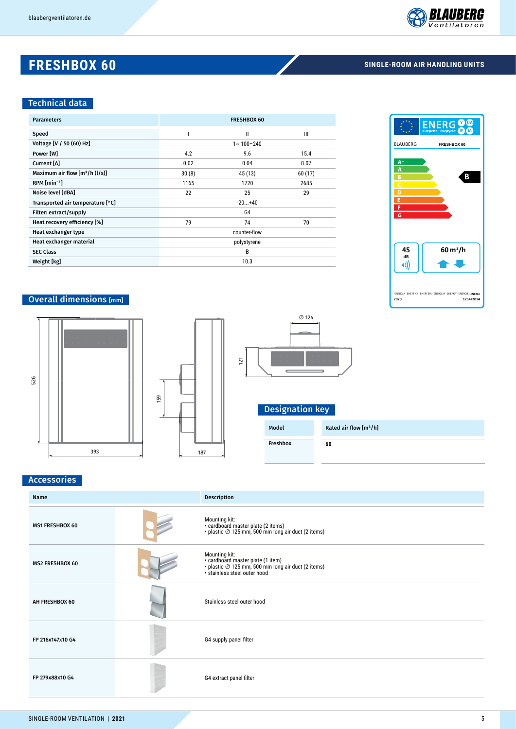# FRESHBOX 60

SINGLE-ROOM AIR HANDLING UNITS

## Technical data

| Parameters | FRESHBOX 60 | | |
|---|---|---|---|
| Speed | I | II | III |
| Voltage [V / 50 (60) Hz] | | 1~ 100–240 | |
| Power [W] | 4.2 | 9.6 | 15.4 |
| Current [A] | 0.02 | 0.04 | 0.07 |
| Maximum air flow [m³/h (l/s)] | 30 (8) | 45 (13) | 60 (17) |
| RPM [min⁻¹] | 1165 | 1720 | 2685 |
| Noise level [dBA] | 22 | 25 | 29 |
| Transported air temperature [°C] | | -20...+40 | |
| Filter: extract/supply | | G4 | |
| Heat recovery efficiency [%] | 79 | 74 | 70 |
| Heat exchanger type | | counter-flow | |
| Heat exchanger material | | polystyrene | |
| SEC Class | | B | |
| Weight [kg] | | 10.3 | |

ENERG
BLAUBERG FRESHBOX 60
A+
A
B
C
D
E
F
G
B
45 dB
60 m³/h
2020 1254/2014

## Overall dimensions [mm]

526
393
159
187
∅ 124
121

## Designation key

| Model | Rated air flow [m³/h] |
|---|---|
| Freshbox | 60 |

## Accessories

| Name | Description |
|---|---|
| MS1 FRESHBOX 60 | Mounting kit:<br>• cardboard master plate (2 items)<br>• plastic ∅ 125 mm, 500 mm long air duct (2 items) |
| MS2 FRESHBOX 60 | Mounting kit:<br>• cardboard master plate (1 item)<br>• plastic ∅ 125 mm, 500 mm long air duct (2 items)<br>• stainless steel outer hood |
| AH FRESHBOX 60 | Stainless steel outer hood |
| FP 216x147x10 G4 | G4 supply panel filter |
| FP 279x88x10 G4 | G4 extract panel filter |